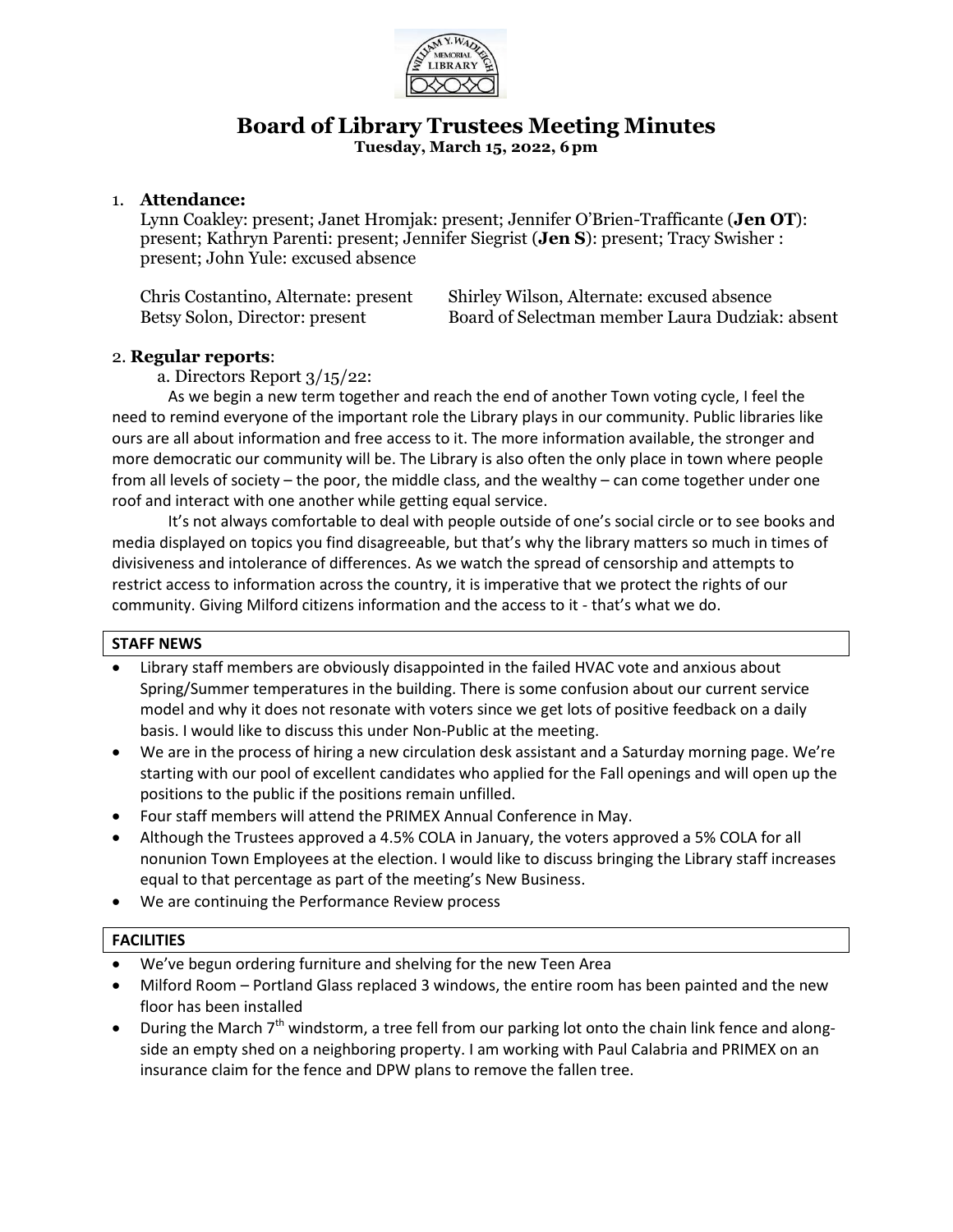# Board of Library Trustees Meeting Minutes

**Tuesday, March 15, 2022, 6 pm**

1. **Attendance:**
   Lynn Coakley: present; Janet Hromjak: present; Jennifer O'Brien-Trafficante (**Jen OT**): present; Kathryn Parenti: present; Jennifer Siegrist (**Jen S**): present; Tracy Swisher : present; John Yule: excused absence

   Chris Costantino, Alternate: present
   Shirley Wilson, Alternate: excused absence
   Betsy Solon, Director: present
   Board of Selectman member Laura Dudziak: absent

2. **Regular reports**:

   a. Directors Report 3/15/22:

As we begin a new term together and reach the end of another Town voting cycle, I feel the need to remind everyone of the important role the Library plays in our community. Public libraries like ours are all about information and free access to it. The more information available, the stronger and more democratic our community will be. The Library is also often the only place in town where people from all levels of society – the poor, the middle class, and the wealthy – can come together under one roof and interact with one another while getting equal service.

It's not always comfortable to deal with people outside of one's social circle or to see books and media displayed on topics you find disagreeable, but that's why the library matters so much in times of divisiveness and intolerance of differences. As we watch the spread of censorship and attempts to restrict access to information across the country, it is imperative that we protect the rights of our community. Giving Milford citizens information and the access to it - that's what we do.

**STAFF NEWS**

- Library staff members are obviously disappointed in the failed HVAC vote and anxious about Spring/Summer temperatures in the building. There is some confusion about our current service model and why it does not resonate with voters since we get lots of positive feedback on a daily basis. I would like to discuss this under Non-Public at the meeting.
- We are in the process of hiring a new circulation desk assistant and a Saturday morning page. We're starting with our pool of excellent candidates who applied for the Fall openings and will open up the positions to the public if the positions remain unfilled.
- Four staff members will attend the PRIMEX Annual Conference in May.
- Although the Trustees approved a 4.5% COLA in January, the voters approved a 5% COLA for all nonunion Town Employees at the election. I would like to discuss bringing the Library staff increases equal to that percentage as part of the meeting's New Business.
- We are continuing the Performance Review process

**FACILITIES**

- We've begun ordering furniture and shelving for the new Teen Area
- Milford Room – Portland Glass replaced 3 windows, the entire room has been painted and the new floor has been installed
- During the March 7th windstorm, a tree fell from our parking lot onto the chain link fence and along-side an empty shed on a neighboring property. I am working with Paul Calabria and PRIMEX on an insurance claim for the fence and DPW plans to remove the fallen tree.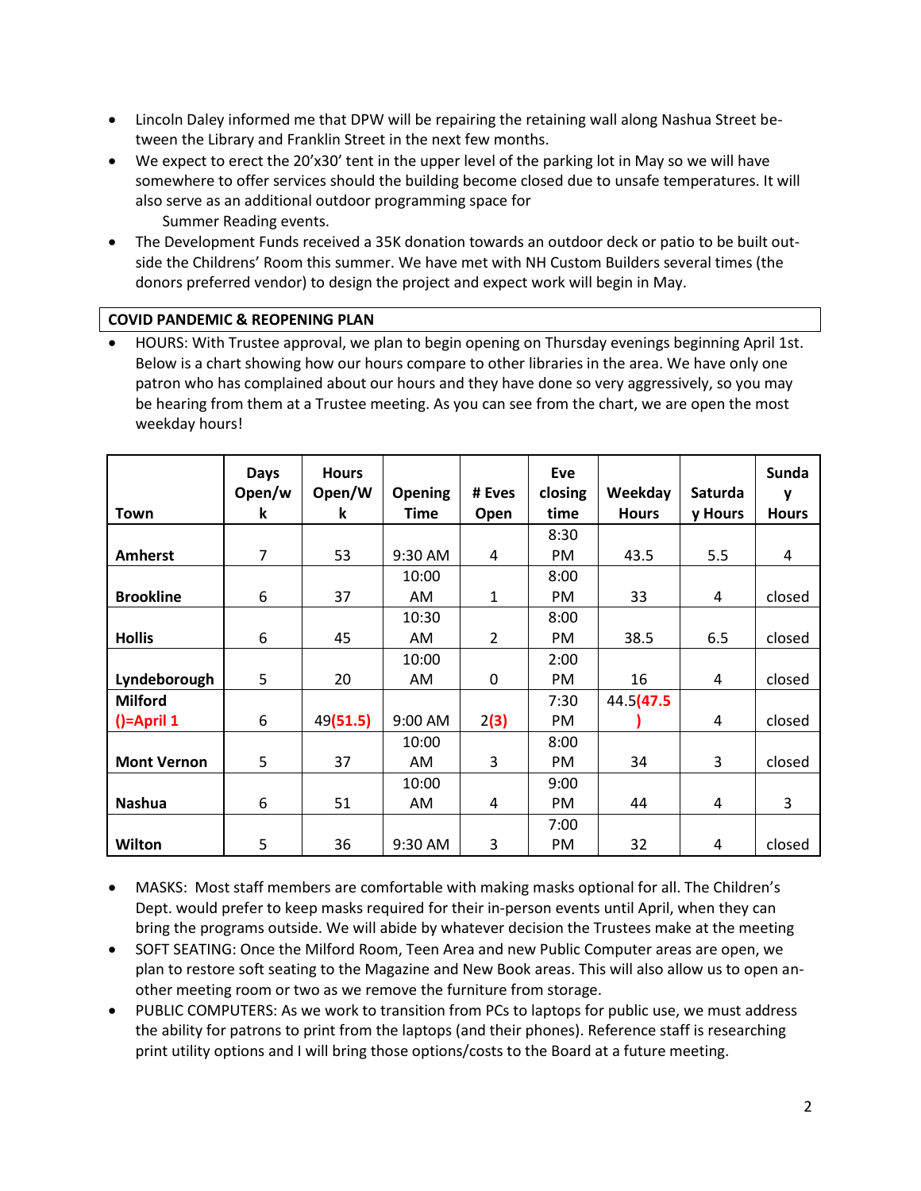- Lincoln Daley informed me that DPW will be repairing the retaining wall along Nashua Street between the Library and Franklin Street in the next few months.
- We expect to erect the 20'x30' tent in the upper level of the parking lot in May so we will have somewhere to offer services should the building become closed due to unsafe temperatures. It will also serve as an additional outdoor programming space for Summer Reading events.
- The Development Funds received a 35K donation towards an outdoor deck or patio to be built outside the Childrens' Room this summer. We have met with NH Custom Builders several times (the donors preferred vendor) to design the project and expect work will begin in May.

**COVID PANDEMIC & REOPENING PLAN**

- HOURS: With Trustee approval, we plan to begin opening on Thursday evenings beginning April 1st. Below is a chart showing how our hours compare to other libraries in the area. We have only one patron who has complained about our hours and they have done so very aggressively, so you may be hearing from them at a Trustee meeting. As you can see from the chart, we are open the most weekday hours!

| Town | Days Open/wk | Hours Open/Wk | Opening Time | # Eves Open | Eve closing time | Weekday Hours | Saturday Hours | Sunday Hours |
|---|---|---|---|---|---|---|---|---|
| **Amherst** | 7 | 53 | 9:30 AM | 4 | 8:30 PM | 43.5 | 5.5 | 4 |
| **Brookline** | 6 | 37 | 10:00 AM | 1 | 8:00 PM | 33 | 4 | closed |
| **Hollis** | 6 | 45 | 10:30 AM | 2 | 8:00 PM | 38.5 | 6.5 | closed |
| **Lyndeborough** | 5 | 20 | 10:00 AM | 0 | 2:00 PM | 16 | 4 | closed |
| **Milford ()=April 1** | 6 | 49(51.5) | 9:00 AM | 2(3) | 7:30 PM | 44.5(47.5) | 4 | closed |
| **Mont Vernon** | 5 | 37 | 10:00 AM | 3 | 8:00 PM | 34 | 3 | closed |
| **Nashua** | 6 | 51 | 10:00 AM | 4 | 9:00 PM | 44 | 4 | 3 |
| **Wilton** | 5 | 36 | 9:30 AM | 3 | 7:00 PM | 32 | 4 | closed |

- MASKS: Most staff members are comfortable with making masks optional for all. The Children's Dept. would prefer to keep masks required for their in-person events until April, when they can bring the programs outside. We will abide by whatever decision the Trustees make at the meeting
- SOFT SEATING: Once the Milford Room, Teen Area and new Public Computer areas are open, we plan to restore soft seating to the Magazine and New Book areas. This will also allow us to open another meeting room or two as we remove the furniture from storage.
- PUBLIC COMPUTERS: As we work to transition from PCs to laptops for public use, we must address the ability for patrons to print from the laptops (and their phones). Reference staff is researching print utility options and I will bring those options/costs to the Board at a future meeting.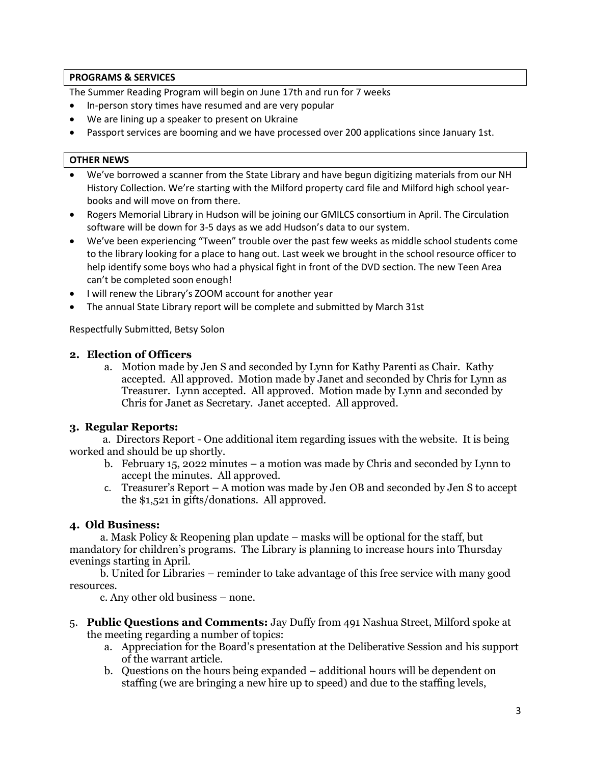**PROGRAMS & SERVICES**

The Summer Reading Program will begin on June 17th and run for 7 weeks

- In-person story times have resumed and are very popular
- We are lining up a speaker to present on Ukraine
- Passport services are booming and we have processed over 200 applications since January 1st.

**OTHER NEWS**

- We've borrowed a scanner from the State Library and have begun digitizing materials from our NH History Collection. We're starting with the Milford property card file and Milford high school year-books and will move on from there.
- Rogers Memorial Library in Hudson will be joining our GMILCS consortium in April. The Circulation software will be down for 3-5 days as we add Hudson's data to our system.
- We've been experiencing "Tween" trouble over the past few weeks as middle school students come to the library looking for a place to hang out. Last week we brought in the school resource officer to help identify some boys who had a physical fight in front of the DVD section. The new Teen Area can't be completed soon enough!
- I will renew the Library's ZOOM account for another year
- The annual State Library report will be complete and submitted by March 31st

Respectfully Submitted, Betsy Solon

## 2. Election of Officers

a. Motion made by Jen S and seconded by Lynn for Kathy Parenti as Chair. Kathy accepted. All approved. Motion made by Janet and seconded by Chris for Lynn as Treasurer. Lynn accepted. All approved. Motion made by Lynn and seconded by Chris for Janet as Secretary. Janet accepted. All approved.

## 3. Regular Reports:

a. Directors Report - One additional item regarding issues with the website. It is being worked and should be up shortly.

b. February 15, 2022 minutes – a motion was made by Chris and seconded by Lynn to accept the minutes. All approved.

c. Treasurer's Report – A motion was made by Jen OB and seconded by Jen S to accept the $1,521 in gifts/donations. All approved.

## 4. Old Business:

a. Mask Policy & Reopening plan update – masks will be optional for the staff, but mandatory for children's programs. The Library is planning to increase hours into Thursday evenings starting in April.

b. United for Libraries – reminder to take advantage of this free service with many good resources.

c. Any other old business – none.

5. **Public Questions and Comments:** Jay Duffy from 491 Nashua Street, Milford spoke at the meeting regarding a number of topics:

   a. Appreciation for the Board's presentation at the Deliberative Session and his support of the warrant article.

   b. Questions on the hours being expanded – additional hours will be dependent on staffing (we are bringing a new hire up to speed) and due to the staffing levels,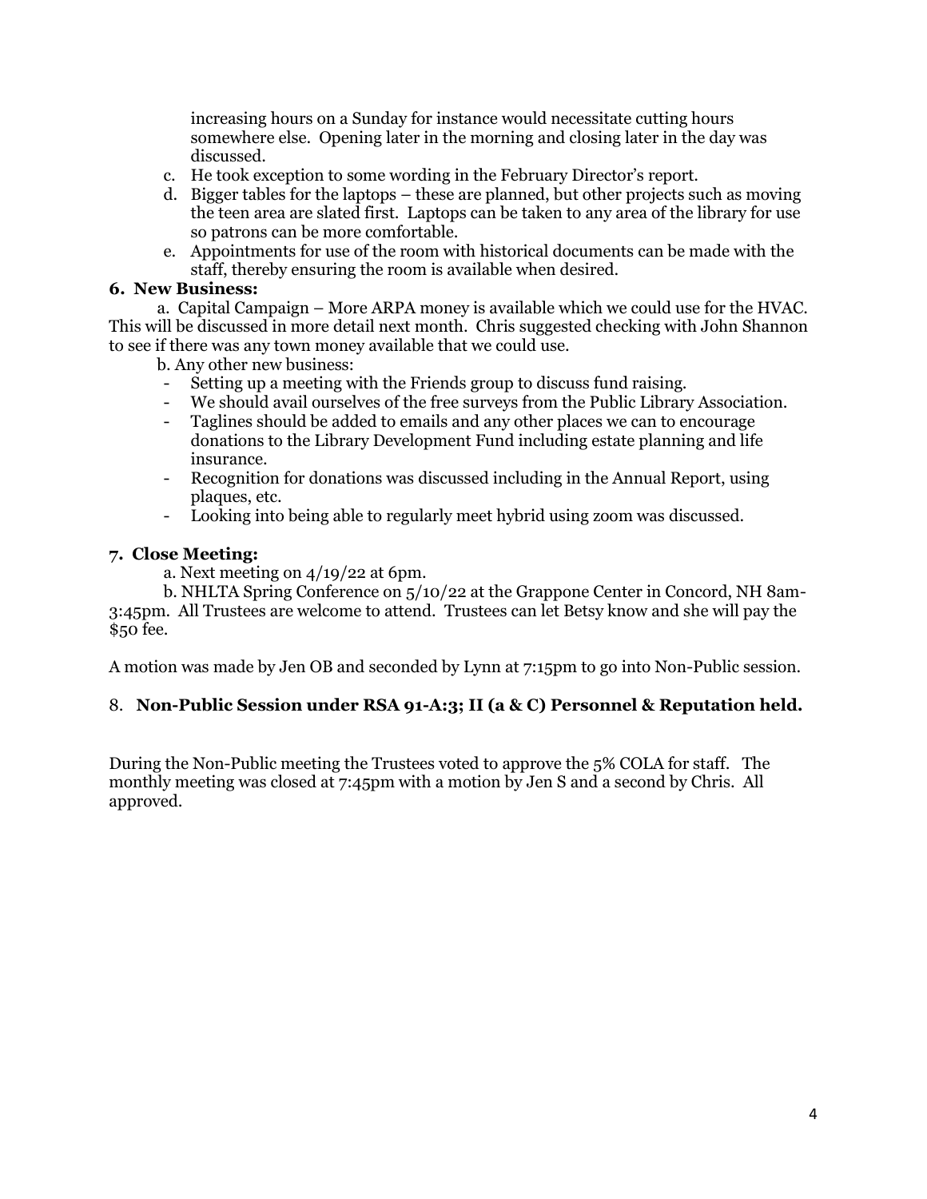increasing hours on a Sunday for instance would necessitate cutting hours somewhere else. Opening later in the morning and closing later in the day was discussed.

c. He took exception to some wording in the February Director's report.

d. Bigger tables for the laptops – these are planned, but other projects such as moving the teen area are slated first. Laptops can be taken to any area of the library for use so patrons can be more comfortable.

e. Appointments for use of the room with historical documents can be made with the staff, thereby ensuring the room is available when desired.

**6. New Business:**

a. Capital Campaign – More ARPA money is available which we could use for the HVAC. This will be discussed in more detail next month. Chris suggested checking with John Shannon to see if there was any town money available that we could use.

b. Any other new business:

- Setting up a meeting with the Friends group to discuss fund raising.
- We should avail ourselves of the free surveys from the Public Library Association.
- Taglines should be added to emails and any other places we can to encourage donations to the Library Development Fund including estate planning and life insurance.
- Recognition for donations was discussed including in the Annual Report, using plaques, etc.
- Looking into being able to regularly meet hybrid using zoom was discussed.

**7. Close Meeting:**

a. Next meeting on 4/19/22 at 6pm.

b. NHLTA Spring Conference on 5/10/22 at the Grappone Center in Concord, NH 8am-3:45pm. All Trustees are welcome to attend. Trustees can let Betsy know and she will pay the $50 fee.

A motion was made by Jen OB and seconded by Lynn at 7:15pm to go into Non-Public session.

8. **Non-Public Session under RSA 91-A:3; II (a & C) Personnel & Reputation held.**

During the Non-Public meeting the Trustees voted to approve the 5% COLA for staff. The monthly meeting was closed at 7:45pm with a motion by Jen S and a second by Chris. All approved.